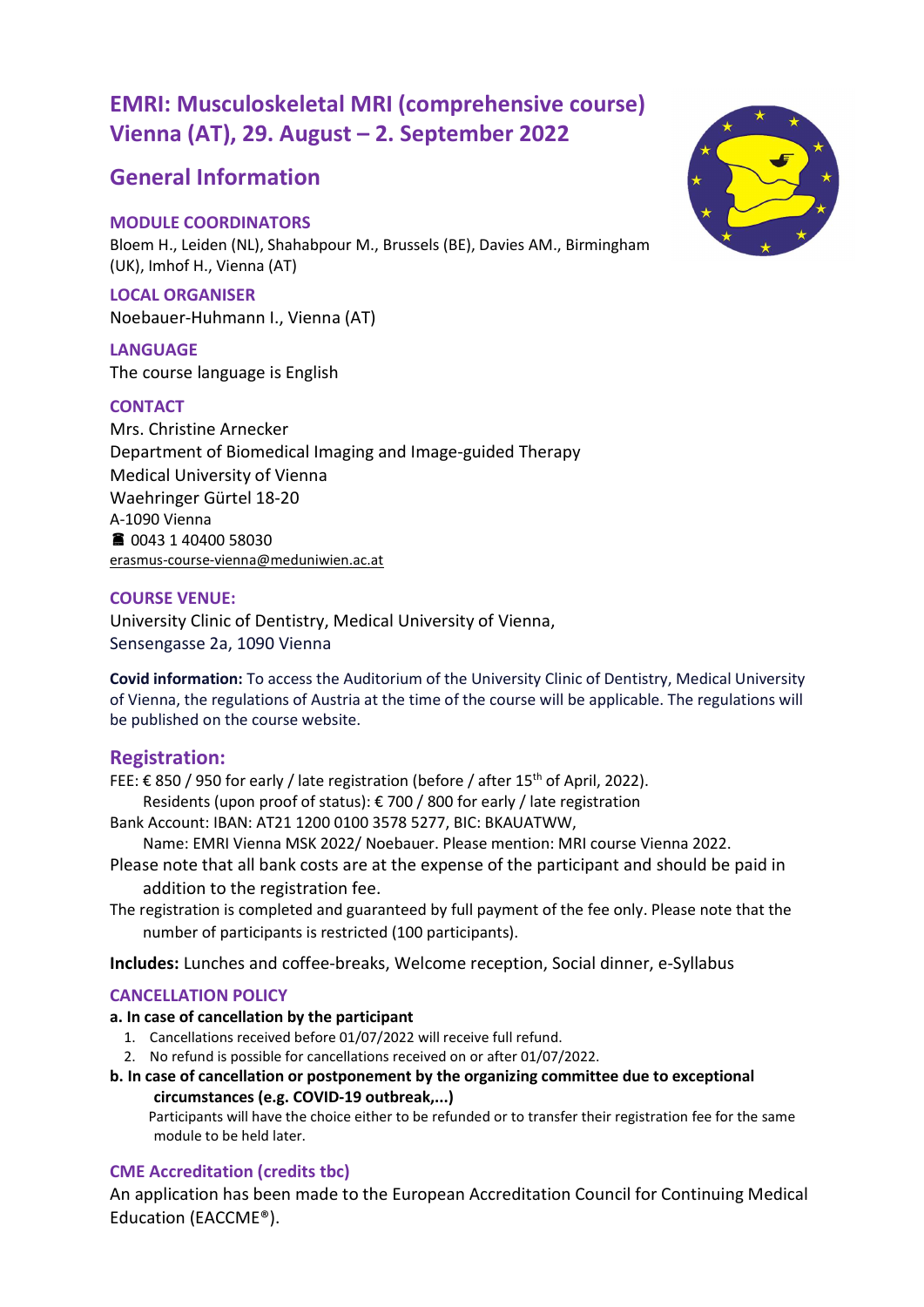# EMRI: Musculoskeletal MRI (comprehensive course)
# Vienna (AT), 29. August – 2. September 2022

## General Information

### MODULE COORDINATORS

Bloem H., Leiden (NL), Shahabpour M., Brussels (BE), Davies AM., Birmingham (UK), Imhof H., Vienna (AT)

### LOCAL ORGANISER

Noebauer-Huhmann I., Vienna (AT)

### LANGUAGE

The course language is English

### CONTACT

Mrs. Christine Arnecker
Department of Biomedical Imaging and Image-guided Therapy
Medical University of Vienna
Waehringer Gürtel 18-20
A-1090 Vienna
☎ 0043 1 40400 58030
erasmus-course-vienna@meduniwien.ac.at

### COURSE VENUE:

University Clinic of Dentistry, Medical University of Vienna,
Sensengasse 2a, 1090 Vienna

**Covid information:** To access the Auditorium of the University Clinic of Dentistry, Medical University of Vienna, the regulations of Austria at the time of the course will be applicable. The regulations will be published on the course website.

## Registration:

FEE: € 850 / 950 for early / late registration (before / after 15th of April, 2022).
Residents (upon proof of status): € 700 / 800 for early / late registration

Bank Account: IBAN: AT21 1200 0100 3578 5277, BIC: BKAUATWW,
Name: EMRI Vienna MSK 2022/ Noebauer. Please mention: MRI course Vienna 2022.

Please note that all bank costs are at the expense of the participant and should be paid in addition to the registration fee.

The registration is completed and guaranteed by full payment of the fee only. Please note that the number of participants is restricted (100 participants).

**Includes:** Lunches and coffee-breaks, Welcome reception, Social dinner, e-Syllabus

### CANCELLATION POLICY

**a. In case of cancellation by the participant**

1. Cancellations received before 01/07/2022 will receive full refund.
2. No refund is possible for cancellations received on or after 01/07/2022.

**b. In case of cancellation or postponement by the organizing committee due to exceptional circumstances (e.g. COVID-19 outbreak,...)**

Participants will have the choice either to be refunded or to transfer their registration fee for the same module to be held later.

### CME Accreditation (credits tbc)

An application has been made to the European Accreditation Council for Continuing Medical Education (EACCME®).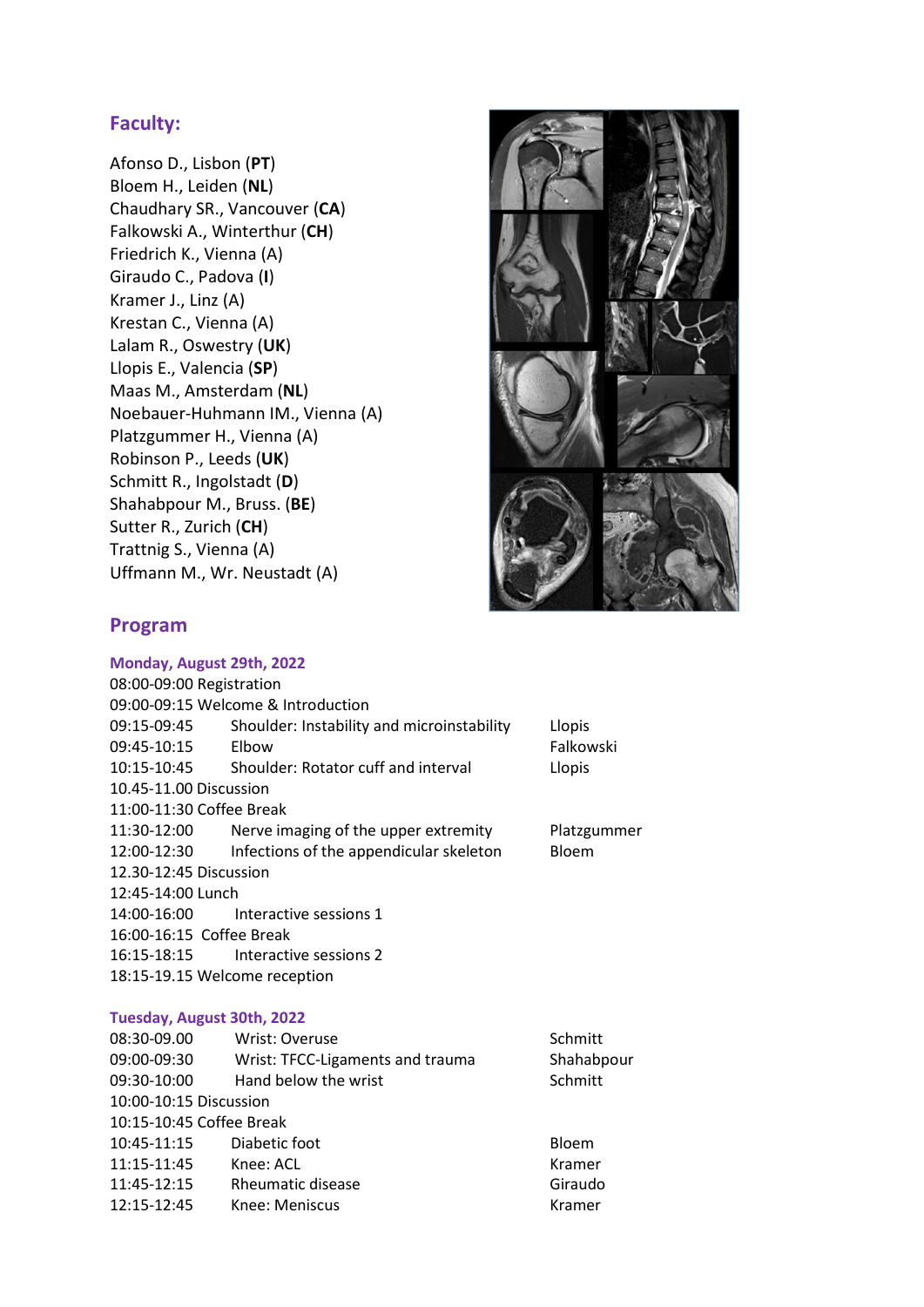## Faculty:

Afonso D., Lisbon (**PT**)
Bloem H., Leiden (**NL**)
Chaudhary SR., Vancouver (**CA**)
Falkowski A., Winterthur (**CH**)
Friedrich K., Vienna (A)
Giraudo C., Padova (**I**)
Kramer J., Linz (A)
Krestan C., Vienna (A)
Lalam R., Oswestry (**UK**)
Llopis E., Valencia (**SP**)
Maas M., Amsterdam (**NL**)
Noebauer-Huhmann IM., Vienna (A)
Platzgummer H., Vienna (A)
Robinson P., Leeds (**UK**)
Schmitt R., Ingolstadt (**D**)
Shahabpour M., Bruss. (**BE**)
Sutter R., Zurich (**CH**)
Trattnig S., Vienna (A)
Uffmann M., Wr. Neustadt (A)

## Program

### Monday, August 29th, 2022

| | | |
|---|---|---|
| 08:00-09:00 Registration | | |
| 09:00-09:15 Welcome & Introduction | | |
| 09:15-09:45 | Shoulder: Instability and microinstability | Llopis |
| 09:45-10:15 | Elbow | Falkowski |
| 10:15-10:45 | Shoulder: Rotator cuff and interval | Llopis |
| 10.45-11.00 Discussion | | |
| 11:00-11:30 Coffee Break | | |
| 11:30-12:00 | Nerve imaging of the upper extremity | Platzgummer |
| 12:00-12:30 | Infections of the appendicular skeleton | Bloem |
| 12.30-12:45 Discussion | | |
| 12:45-14:00 Lunch | | |
| 14:00-16:00 | Interactive sessions 1 | |
| 16:00-16:15 Coffee Break | | |
| 16:15-18:15 | Interactive sessions 2 | |
| 18:15-19.15 Welcome reception | | |

### Tuesday, August 30th, 2022

| | | |
|---|---|---|
| 08:30-09.00 | Wrist: Overuse | Schmitt |
| 09:00-09:30 | Wrist: TFCC-Ligaments and trauma | Shahabpour |
| 09:30-10:00 | Hand below the wrist | Schmitt |
| 10:00-10:15 Discussion | | |
| 10:15-10:45 Coffee Break | | |
| 10:45-11:15 | Diabetic foot | Bloem |
| 11:15-11:45 | Knee: ACL | Kramer |
| 11:45-12:15 | Rheumatic disease | Giraudo |
| 12:15-12:45 | Knee: Meniscus | Kramer |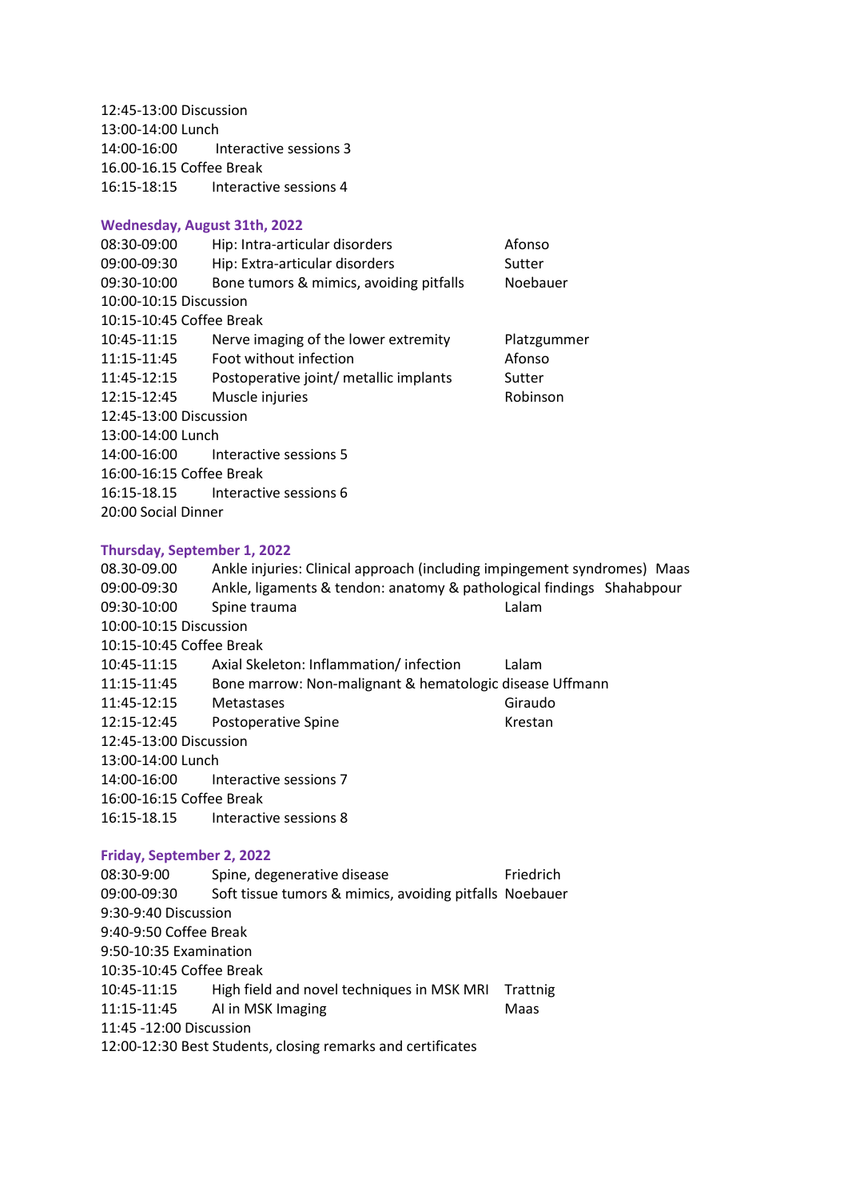12:45-13:00 Discussion
13:00-14:00 Lunch
14:00-16:00 Interactive sessions 3
16.00-16.15 Coffee Break
16:15-18:15 Interactive sessions 4

### Wednesday, August 31th, 2022

| | | |
|---|---|---|
| 08:30-09:00 | Hip: Intra-articular disorders | Afonso |
| 09:00-09:30 | Hip: Extra-articular disorders | Sutter |
| 09:30-10:00 | Bone tumors & mimics, avoiding pitfalls | Noebauer |
| 10:00-10:15 Discussion | | |
| 10:15-10:45 Coffee Break | | |
| 10:45-11:15 | Nerve imaging of the lower extremity | Platzgummer |
| 11:15-11:45 | Foot without infection | Afonso |
| 11:45-12:15 | Postoperative joint/ metallic implants | Sutter |
| 12:15-12:45 | Muscle injuries | Robinson |
| 12:45-13:00 Discussion | | |
| 13:00-14:00 Lunch | | |
| 14:00-16:00 | Interactive sessions 5 | |
| 16:00-16:15 Coffee Break | | |
| 16:15-18.15 | Interactive sessions 6 | |
| 20:00 Social Dinner | | |

### Thursday, September 1, 2022

| | | |
|---|---|---|
| 08.30-09.00 | Ankle injuries: Clinical approach (including impingement syndromes) | Maas |
| 09:00-09:30 | Ankle, ligaments & tendon: anatomy & pathological findings | Shahabpour |
| 09:30-10:00 | Spine trauma | Lalam |
| 10:00-10:15 Discussion | | |
| 10:15-10:45 Coffee Break | | |
| 10:45-11:15 | Axial Skeleton: Inflammation/ infection | Lalam |
| 11:15-11:45 | Bone marrow: Non-malignant & hematologic disease | Uffmann |
| 11:45-12:15 | Metastases | Giraudo |
| 12:15-12:45 | Postoperative Spine | Krestan |
| 12:45-13:00 Discussion | | |
| 13:00-14:00 Lunch | | |
| 14:00-16:00 | Interactive sessions 7 | |
| 16:00-16:15 Coffee Break | | |
| 16:15-18.15 | Interactive sessions 8 | |

### Friday, September 2, 2022

| | | |
|---|---|---|
| 08:30-9:00 | Spine, degenerative disease | Friedrich |
| 09:00-09:30 | Soft tissue tumors & mimics, avoiding pitfalls | Noebauer |
| 9:30-9:40 Discussion | | |
| 9:40-9:50 Coffee Break | | |
| 9:50-10:35 Examination | | |
| 10:35-10:45 Coffee Break | | |
| 10:45-11:15 | High field and novel techniques in MSK MRI | Trattnig |
| 11:15-11:45 | AI in MSK Imaging | Maas |
| 11:45 -12:00 Discussion | | |
| 12:00-12:30 Best Students, closing remarks and certificates | | |